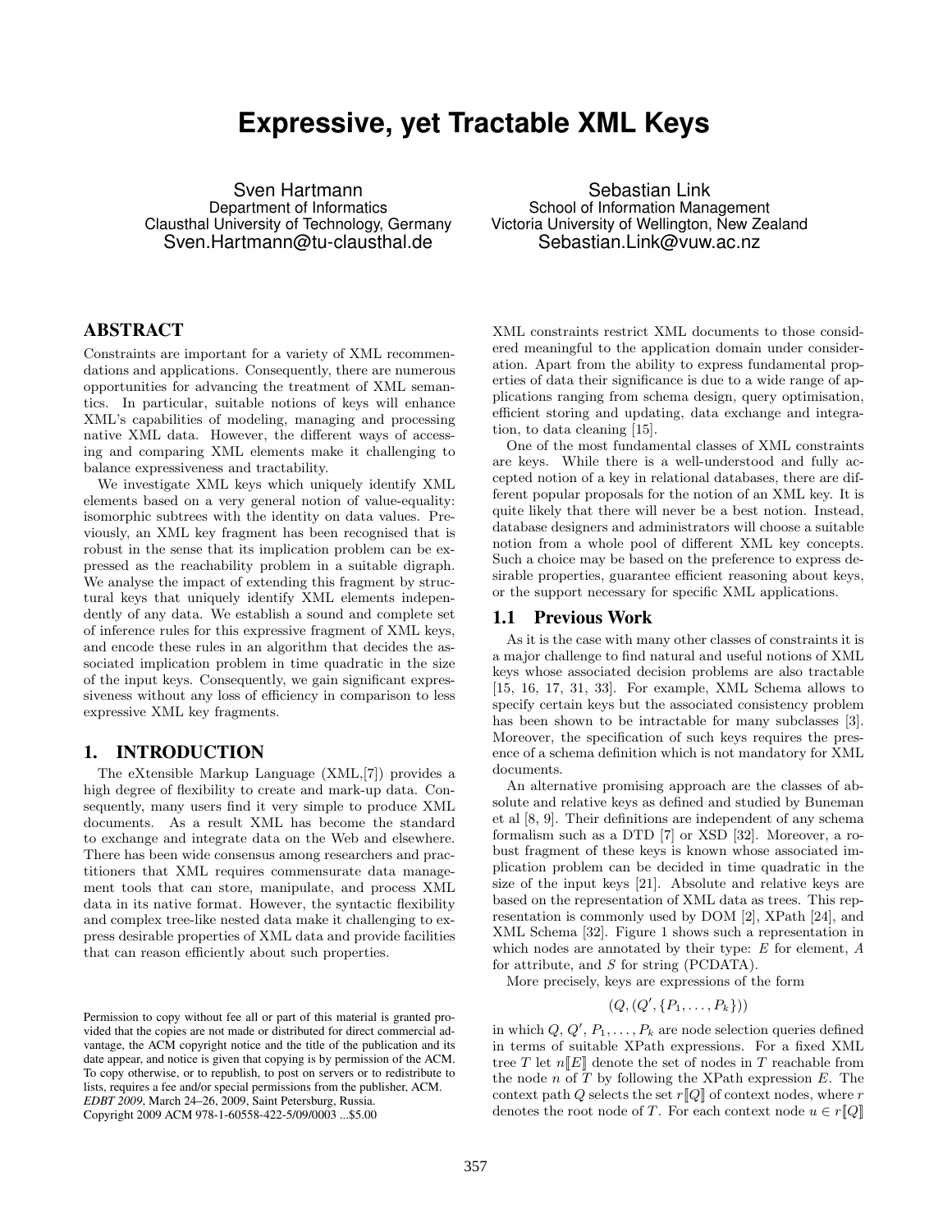// Expressive, yet Tractable XML Keys

Sven Hartmann
Department of Informatics
Clausthal University of Technology, Germany
Sven.Hartmann@tu-clausthal.de

Sebastian Link
School of Information Management
Victoria University of Wellington, New Zealand
Sebastian.Link@vuw.ac.nz

## ABSTRACT

Constraints are important for a variety of XML recommendations and applications. Consequently, there are numerous opportunities for advancing the treatment of XML semantics. In particular, suitable notions of keys will enhance XML's capabilities of modeling, managing and processing native XML data. However, the different ways of accessing and comparing XML elements make it challenging to balance expressiveness and tractability.

We investigate XML keys which uniquely identify XML elements based on a very general notion of value-equality: isomorphic subtrees with the identity on data values. Previously, an XML key fragment has been recognised that is robust in the sense that its implication problem can be expressed as the reachability problem in a suitable digraph. We analyse the impact of extending this fragment by structural keys that uniquely identify XML elements independently of any data. We establish a sound and complete set of inference rules for this expressive fragment of XML keys, and encode these rules in an algorithm that decides the associated implication problem in time quadratic in the size of the input keys. Consequently, we gain significant expressiveness without any loss of efficiency in comparison to less expressive XML key fragments.

## 1. INTRODUCTION

The eXtensible Markup Language (XML,[7]) provides a high degree of flexibility to create and mark-up data. Consequently, many users find it very simple to produce XML documents. As a result XML has become the standard to exchange and integrate data on the Web and elsewhere. There has been wide consensus among researchers and practitioners that XML requires commensurate data management tools that can store, manipulate, and process XML data in its native format. However, the syntactic flexibility and complex tree-like nested data make it challenging to express desirable properties of XML data and provide facilities that can reason efficiently about such properties.

Permission to copy without fee all or part of this material is granted provided that the copies are not made or distributed for direct commercial advantage, the ACM copyright notice and the title of the publication and its date appear, and notice is given that copying is by permission of the ACM. To copy otherwise, or to republish, to post on servers or to redistribute to lists, requires a fee and/or special permissions from the publisher, ACM.
*EDBT 2009*, March 24–26, 2009, Saint Petersburg, Russia.
Copyright 2009 ACM 978-1-60558-422-5/09/0003 ...$5.00

XML constraints restrict XML documents to those considered meaningful to the application domain under consideration. Apart from the ability to express fundamental properties of data their significance is due to a wide range of applications ranging from schema design, query optimisation, efficient storing and updating, data exchange and integration, to data cleaning [15].

One of the most fundamental classes of XML constraints are keys. While there is a well-understood and fully accepted notion of a key in relational databases, there are different popular proposals for the notion of an XML key. It is quite likely that there will never be a best notion. Instead, database designers and administrators will choose a suitable notion from a whole pool of different XML key concepts. Such a choice may be based on the preference to express desirable properties, guarantee efficient reasoning about keys, or the support necessary for specific XML applications.

### 1.1 Previous Work

As it is the case with many other classes of constraints it is a major challenge to find natural and useful notions of XML keys whose associated decision problems are also tractable [15, 16, 17, 31, 33]. For example, XML Schema allows to specify certain keys but the associated consistency problem has been shown to be intractable for many subclasses [3]. Moreover, the specification of such keys requires the presence of a schema definition which is not mandatory for XML documents.

An alternative promising approach are the classes of absolute and relative keys as defined and studied by Buneman et al [8, 9]. Their definitions are independent of any schema formalism such as a DTD [7] or XSD [32]. Moreover, a robust fragment of these keys is known whose associated implication problem can be decided in time quadratic in the size of the input keys [21]. Absolute and relative keys are based on the representation of XML data as trees. This representation is commonly used by DOM [2], XPath [24], and XML Schema [32]. Figure 1 shows such a representation in which nodes are annotated by their type: $E$ for element, $A$ for attribute, and $S$ for string (PCDATA).

More precisely, keys are expressions of the form

$$(Q, (Q', \{P_1, \ldots, P_k\}))$$

in which $Q$, $Q'$, $P_1, \ldots, P_k$ are node selection queries defined in terms of suitable XPath expressions. For a fixed XML tree $T$ let $n[\![E]\!]$ denote the set of nodes in $T$ reachable from the node $n$ of $T$ by following the XPath expression $E$. The context path $Q$ selects the set $r[\![Q]\!]$ of context nodes, where $r$ denotes the root node of $T$. For each context node $u \in r[\![Q]\!]$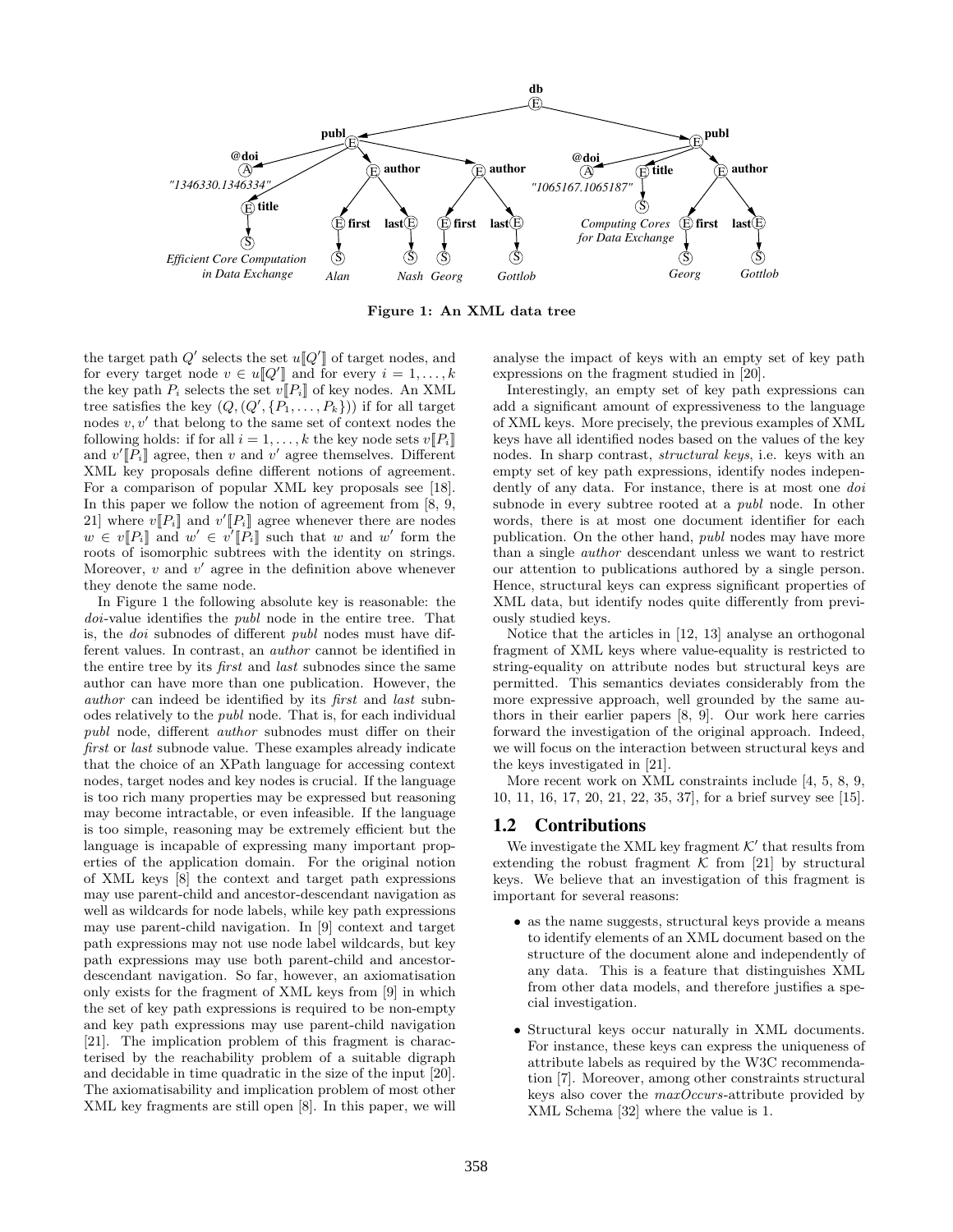**Figure 1: An XML data tree**

the target path $Q'$ selects the set $u[\![Q']\!]$ of target nodes, and for every target node $v \in u[\![Q']\!]$ and for every $i = 1, \ldots, k$ the key path $P_i$ selects the set $v[\![P_i]\!]$ of key nodes. An XML tree satisfies the key $(Q, (Q', \{P_1, \ldots, P_k\}))$ if for all target nodes $v, v'$ that belong to the same set of context nodes the following holds: if for all $i = 1, \ldots, k$ the key node sets $v[\![P_i]\!]$ and $v'[\![P_i]\!]$ agree, then $v$ and $v'$ agree themselves. Different XML key proposals define different notions of agreement. For a comparison of popular XML key proposals see [18]. In this paper we follow the notion of agreement from [8, 9, 21] where $v[\![P_i]\!]$ and $v'[\![P_i]\!]$ agree whenever there are nodes $w \in v[\![P_i]\!]$ and $w' \in v'[\![P_i]\!]$ such that $w$ and $w'$ form the roots of isomorphic subtrees with the identity on strings. Moreover, $v$ and $v'$ agree in the definition above whenever they denote the same node.

In Figure 1 the following absolute key is reasonable: the *doi*-value identifies the *publ* node in the entire tree. That is, the *doi* subnodes of different *publ* nodes must have different values. In contrast, an *author* cannot be identified in the entire tree by its *first* and *last* subnodes since the same author can have more than one publication. However, the *author* can indeed be identified by its *first* and *last* subnodes relatively to the *publ* node. That is, for each individual *publ* node, different *author* subnodes must differ on their *first* or *last* subnode value. These examples already indicate that the choice of an XPath language for accessing context nodes, target nodes and key nodes is crucial. If the language is too rich many properties may be expressed but reasoning may become intractable, or even infeasible. If the language is too simple, reasoning may be extremely efficient but the language is incapable of expressing many important properties of the application domain. For the original notion of XML keys [8] the context and target path expressions may use parent-child and ancestor-descendant navigation as well as wildcards for node labels, while key path expressions may use parent-child navigation. In [9] context and target path expressions may not use node label wildcards, but key path expressions may use both parent-child and ancestor-descendant navigation. So far, however, an axiomatisation only exists for the fragment of XML keys from [9] in which the set of key path expressions is required to be non-empty and key path expressions may use parent-child navigation [21]. The implication problem of this fragment is characterised by the reachability problem of a suitable digraph and decidable in time quadratic in the size of the input [20]. The axiomatisability and implication problem of most other XML key fragments are still open [8]. In this paper, we will analyse the impact of keys with an empty set of key path expressions on the fragment studied in [20].

Interestingly, an empty set of key path expressions can add a significant amount of expressiveness to the language of XML keys. More precisely, the previous examples of XML keys have all identified nodes based on the values of the key nodes. In sharp contrast, *structural keys*, i.e. keys with an empty set of key path expressions, identify nodes independently of any data. For instance, there is at most one *doi* subnode in every subtree rooted at a *publ* node. In other words, there is at most one document identifier for each publication. On the other hand, *publ* nodes may have more than a single *author* descendant unless we want to restrict our attention to publications authored by a single person. Hence, structural keys can express significant properties of XML data, but identify nodes quite differently from previously studied keys.

Notice that the articles in [12, 13] analyse an orthogonal fragment of XML keys where value-equality is restricted to string-equality on attribute nodes but structural keys are permitted. This semantics deviates considerably from the more expressive approach, well grounded by the same authors in their earlier papers [8, 9]. Our work here carries forward the investigation of the original approach. Indeed, we will focus on the interaction between structural keys and the keys investigated in [21].

More recent work on XML constraints include [4, 5, 8, 9, 10, 11, 16, 17, 20, 21, 22, 35, 37], for a brief survey see [15].

## 1.2 Contributions

We investigate the XML key fragment $\mathcal{K}'$ that results from extending the robust fragment $\mathcal{K}$ from [21] by structural keys. We believe that an investigation of this fragment is important for several reasons:

- as the name suggests, structural keys provide a means to identify elements of an XML document based on the structure of the document alone and independently of any data. This is a feature that distinguishes XML from other data models, and therefore justifies a special investigation.
- Structural keys occur naturally in XML documents. For instance, these keys can express the uniqueness of attribute labels as required by the W3C recommendation [7]. Moreover, among other constraints structural keys also cover the *maxOccurs*-attribute provided by XML Schema [32] where the value is 1.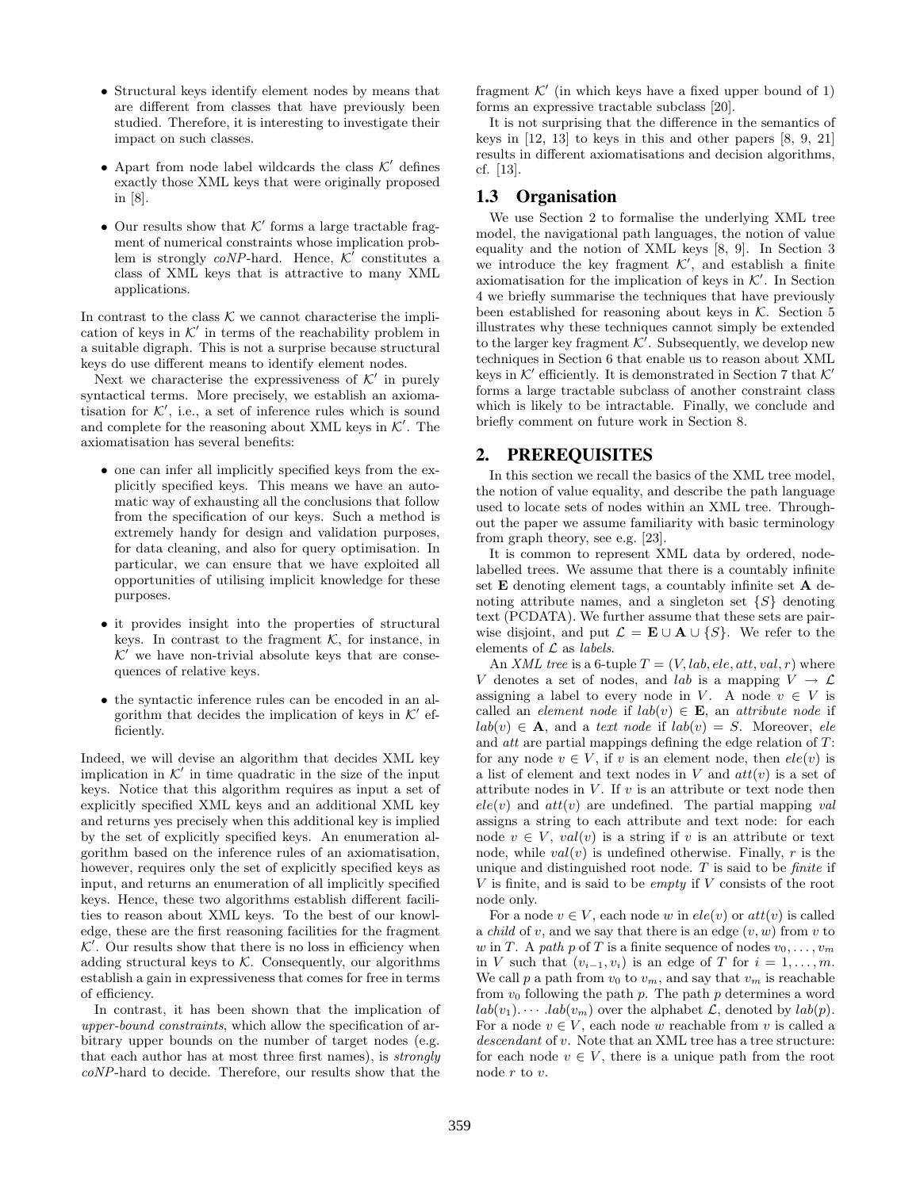- Structural keys identify element nodes by means that are different from classes that have previously been studied. Therefore, it is interesting to investigate their impact on such classes.
- Apart from node label wildcards the class $\mathcal{K}'$ defines exactly those XML keys that were originally proposed in [8].
- Our results show that $\mathcal{K}'$ forms a large tractable fragment of numerical constraints whose implication problem is strongly *coNP*-hard. Hence, $\mathcal{K}'$ constitutes a class of XML keys that is attractive to many XML applications.

In contrast to the class $\mathcal{K}$ we cannot characterise the implication of keys in $\mathcal{K}'$ in terms of the reachability problem in a suitable digraph. This is not a surprise because structural keys do use different means to identify element nodes.

Next we characterise the expressiveness of $\mathcal{K}'$ in purely syntactical terms. More precisely, we establish an axiomatisation for $\mathcal{K}'$, i.e., a set of inference rules which is sound and complete for the reasoning about XML keys in $\mathcal{K}'$. The axiomatisation has several benefits:

- one can infer all implicitly specified keys from the explicitly specified keys. This means we have an automatic way of exhausting all the conclusions that follow from the specification of our keys. Such a method is extremely handy for design and validation purposes, for data cleaning, and also for query optimisation. In particular, we can ensure that we have exploited all opportunities of utilising implicit knowledge for these purposes.
- it provides insight into the properties of structural keys. In contrast to the fragment $\mathcal{K}$, for instance, in $\mathcal{K}'$ we have non-trivial absolute keys that are consequences of relative keys.
- the syntactic inference rules can be encoded in an algorithm that decides the implication of keys in $\mathcal{K}'$ efficiently.

Indeed, we will devise an algorithm that decides XML key implication in $\mathcal{K}'$ in time quadratic in the size of the input keys. Notice that this algorithm requires as input a set of explicitly specified XML keys and an additional XML key and returns yes precisely when this additional key is implied by the set of explicitly specified keys. An enumeration algorithm based on the inference rules of an axiomatisation, however, requires only the set of explicitly specified keys as input, and returns an enumeration of all implicitly specified keys. Hence, these two algorithms establish different facilities to reason about XML keys. To the best of our knowledge, these are the first reasoning facilities for the fragment $\mathcal{K}'$. Our results show that there is no loss in efficiency when adding structural keys to $\mathcal{K}$. Consequently, our algorithms establish a gain in expressiveness that comes for free in terms of efficiency.

In contrast, it has been shown that the implication of *upper-bound constraints*, which allow the specification of arbitrary upper bounds on the number of target nodes (e.g. that each author has at most three first names), is *strongly coNP*-hard to decide. Therefore, our results show that the fragment $\mathcal{K}'$ (in which keys have a fixed upper bound of 1) forms an expressive tractable subclass [20].

It is not surprising that the difference in the semantics of keys in [12, 13] to keys in this and other papers [8, 9, 21] results in different axiomatisations and decision algorithms, cf. [13].

### 1.3 Organisation

We use Section 2 to formalise the underlying XML tree model, the navigational path languages, the notion of value equality and the notion of XML keys [8, 9]. In Section 3 we introduce the key fragment $\mathcal{K}'$, and establish a finite axiomatisation for the implication of keys in $\mathcal{K}'$. In Section 4 we briefly summarise the techniques that have previously been established for reasoning about keys in $\mathcal{K}$. Section 5 illustrates why these techniques cannot simply be extended to the larger key fragment $\mathcal{K}'$. Subsequently, we develop new techniques in Section 6 that enable us to reason about XML keys in $\mathcal{K}'$ efficiently. It is demonstrated in Section 7 that $\mathcal{K}'$ forms a large tractable subclass of another constraint class which is likely to be intractable. Finally, we conclude and briefly comment on future work in Section 8.

## 2. PREREQUISITES

In this section we recall the basics of the XML tree model, the notion of value equality, and describe the path language used to locate sets of nodes within an XML tree. Throughout the paper we assume familiarity with basic terminology from graph theory, see e.g. [23].

It is common to represent XML data by ordered, node-labelled trees. We assume that there is a countably infinite set $\mathbf{E}$ denoting element tags, a countably infinite set $\mathbf{A}$ denoting attribute names, and a singleton set $\{S\}$ denoting text (PCDATA). We further assume that these sets are pairwise disjoint, and put $\mathcal{L} = \mathbf{E} \cup \mathbf{A} \cup \{S\}$. We refer to the elements of $\mathcal{L}$ as *labels*.

An *XML tree* is a 6-tuple $T = (V, lab, ele, att, val, r)$ where $V$ denotes a set of nodes, and $lab$ is a mapping $V \to \mathcal{L}$ assigning a label to every node in $V$. A node $v \in V$ is called an *element node* if $lab(v) \in \mathbf{E}$, an *attribute node* if $lab(v) \in \mathbf{A}$, and a *text node* if $lab(v) = S$. Moreover, $ele$ and $att$ are partial mappings defining the edge relation of $T$: for any node $v \in V$, if $v$ is an element node, then $ele(v)$ is a list of element and text nodes in $V$ and $att(v)$ is a set of attribute nodes in $V$. If $v$ is an attribute or text node then $ele(v)$ and $att(v)$ are undefined. The partial mapping $val$ assigns a string to each attribute and text node: for each node $v \in V$, $val(v)$ is a string if $v$ is an attribute or text node, while $val(v)$ is undefined otherwise. Finally, $r$ is the unique and distinguished root node. $T$ is said to be *finite* if $V$ is finite, and is said to be *empty* if $V$ consists of the root node only.

For a node $v \in V$, each node $w$ in $ele(v)$ or $att(v)$ is called a *child* of $v$, and we say that there is an edge $(v, w)$ from $v$ to $w$ in $T$. A *path* $p$ of $T$ is a finite sequence of nodes $v_0, \ldots, v_m$ in $V$ such that $(v_{i-1}, v_i)$ is an edge of $T$ for $i = 1, \ldots, m$. We call $p$ a path from $v_0$ to $v_m$, and say that $v_m$ is reachable from $v_0$ following the path $p$. The path $p$ determines a word $lab(v_1). \cdots .lab(v_m)$ over the alphabet $\mathcal{L}$, denoted by $lab(p)$. For a node $v \in V$, each node $w$ reachable from $v$ is called a *descendant* of $v$. Note that an XML tree has a tree structure: for each node $v \in V$, there is a unique path from the root node $r$ to $v$.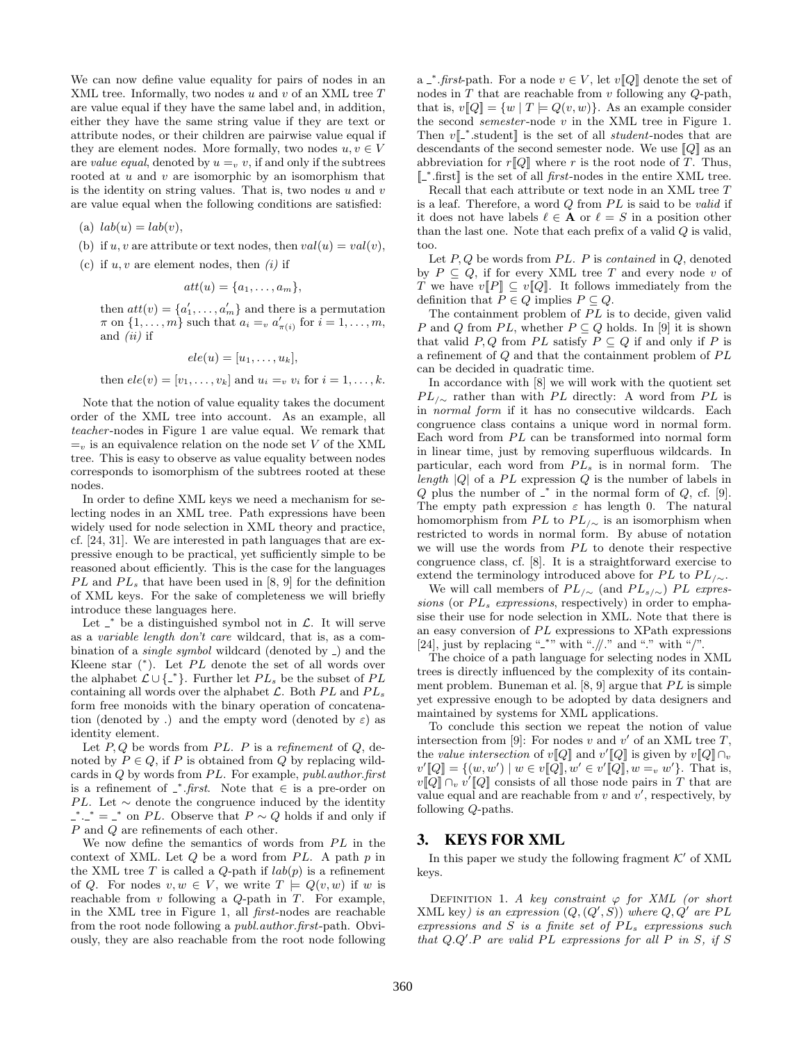We can now define value equality for pairs of nodes in an XML tree. Informally, two nodes $u$ and $v$ of an XML tree $T$ are value equal if they have the same label and, in addition, either they have the same string value if they are text or attribute nodes, or their children are pairwise value equal if they are element nodes. More formally, two nodes $u, v \in V$ are *value equal*, denoted by $u =_v v$, if and only if the subtrees rooted at $u$ and $v$ are isomorphic by an isomorphism that is the identity on string values. That is, two nodes $u$ and $v$ are value equal when the following conditions are satisfied:

(a) $lab(u) = lab(v)$,

(b) if $u, v$ are attribute or text nodes, then $val(u) = val(v)$,

(c) if $u, v$ are element nodes, then *(i)* if

$$att(u) = \{a_1, \ldots, a_m\},$$

then $att(v) = \{a'_1, \ldots, a'_m\}$ and there is a permutation $\pi$ on $\{1, \ldots, m\}$ such that $a_i =_v a'_{\pi(i)}$ for $i = 1, \ldots, m$, and *(ii)* if

$$ele(u) = [u_1, \ldots, u_k],$$

then $ele(v) = [v_1, \ldots, v_k]$ and $u_i =_v v_i$ for $i = 1, \ldots, k$.

Note that the notion of value equality takes the document order of the XML tree into account. As an example, all *teacher*-nodes in Figure 1 are value equal. We remark that $=_v$ is an equivalence relation on the node set $V$ of the XML tree. This is easy to observe as value equality between nodes corresponds to isomorphism of the subtrees rooted at these nodes.

In order to define XML keys we need a mechanism for selecting nodes in an XML tree. Path expressions have been widely used for node selection in XML theory and practice, cf. [24, 31]. We are interested in path languages that are expressive enough to be practical, yet sufficiently simple to be reasoned about efficiently. This is the case for the languages $PL$ and $PL_s$ that have been used in [8, 9] for the definition of XML keys. For the sake of completeness we will briefly introduce these languages here.

Let $\_^*$ be a distinguished symbol not in $\mathcal{L}$. It will serve as a *variable length don't care* wildcard, that is, as a combination of a *single symbol* wildcard (denoted by $\_$) and the Kleene star ($^*$). Let $PL$ denote the set of all words over the alphabet $\mathcal{L} \cup \{\_^*\}$. Further let $PL_s$ be the subset of $PL$ containing all words over the alphabet $\mathcal{L}$. Both $PL$ and $PL_s$ form free monoids with the binary operation of concatenation (denoted by .) and the empty word (denoted by $\varepsilon$) as identity element.

Let $P, Q$ be words from $PL$. $P$ is a *refinement* of $Q$, denoted by $P \in Q$, if $P$ is obtained from $Q$ by replacing wildcards in $Q$ by words from $PL$. For example, *publ.author.first* is a refinement of $\_^*$.*first*. Note that $\in$ is a pre-order on $PL$. Let $\sim$ denote the congruence induced by the identity $\_^*.\_^* = \_^*$ on $PL$. Observe that $P \sim Q$ holds if and only if $P$ and $Q$ are refinements of each other.

We now define the semantics of words from $PL$ in the context of XML. Let $Q$ be a word from $PL$. A path $p$ in the XML tree $T$ is called a $Q$-path if $lab(p)$ is a refinement of $Q$. For nodes $v, w \in V$, we write $T \models Q(v, w)$ if $w$ is reachable from $v$ following a $Q$-path in $T$. For example, in the XML tree in Figure 1, all *first*-nodes are reachable from the root node following a *publ.author.first*-path. Obviously, they are also reachable from the root node following a $\_^*$.*first*-path. For a node $v \in V$, let $v[\![Q]\!]$ denote the set of nodes in $T$ that are reachable from $v$ following any $Q$-path, that is, $v[\![Q]\!] = \{w \mid T \models Q(v, w)\}$. As an example consider the second *semester*-node $v$ in the XML tree in Figure 1. Then $v[\![\_^*.\text{student}]\!]$ is the set of all *student*-nodes that are descendants of the second semester node. We use $[\![Q]\!]$ as an abbreviation for $r[\![Q]\!]$ where $r$ is the root node of $T$. Thus, $[\![\_^*.\text{first}]\!]$ is the set of all *first*-nodes in the entire XML tree.

Recall that each attribute or text node in an XML tree $T$ is a leaf. Therefore, a word $Q$ from $PL$ is said to be *valid* if it does not have labels $\ell \in \mathbf{A}$ or $\ell = S$ in a position other than the last one. Note that each prefix of a valid $Q$ is valid, too.

Let $P, Q$ be words from $PL$. $P$ is *contained* in $Q$, denoted by $P \subseteq Q$, if for every XML tree $T$ and every node $v$ of $T$ we have $v[\![P]\!] \subseteq v[\![Q]\!]$. It follows immediately from the definition that $P \in Q$ implies $P \subseteq Q$.

The containment problem of $PL$ is to decide, given valid $P$ and $Q$ from $PL$, whether $P \subseteq Q$ holds. In [9] it is shown that valid $P, Q$ from $PL$ satisfy $P \subseteq Q$ if and only if $P$ is a refinement of $Q$ and that the containment problem of $PL$ can be decided in quadratic time.

In accordance with [8] we will work with the quotient set $PL_{/\sim}$ rather than with $PL$ directly: A word from $PL$ is in *normal form* if it has no consecutive wildcards. Each congruence class contains a unique word in normal form. Each word from $PL$ can be transformed into normal form in linear time, just by removing superfluous wildcards. In particular, each word from $PL_s$ is in normal form. The *length* $|Q|$ of a $PL$ expression $Q$ is the number of labels in $Q$ plus the number of $\_^*$ in the normal form of $Q$, cf. [9]. The empty path expression $\varepsilon$ has length 0. The natural homomorphism from $PL$ to $PL_{/\sim}$ is an isomorphism when restricted to words in normal form. By abuse of notation we will use the words from $PL$ to denote their respective congruence class, cf. [8]. It is a straightforward exercise to extend the terminology introduced above for $PL$ to $PL_{/\sim}$.

We will call members of $PL_{/\sim}$ (and $PL_{s/\sim}$) *PL expressions* (or *$PL_s$ expressions*, respectively) in order to emphasise their use for node selection in XML. Note that there is an easy conversion of $PL$ expressions to XPath expressions [24], just by replacing "$\_^*$" with ".//." and "." with "/".

The choice of a path language for selecting nodes in XML trees is directly influenced by the complexity of its containment problem. Buneman et al. [8, 9] argue that $PL$ is simple yet expressive enough to be adopted by data designers and maintained by systems for XML applications.

To conclude this section we repeat the notion of value intersection from [9]: For nodes $v$ and $v'$ of an XML tree $T$, the *value intersection* of $v[\![Q]\!]$ and $v'[\![Q]\!]$ is given by $v[\![Q]\!] \cap_v v'[\![Q]\!] = \{(w, w') \mid w \in v[\![Q]\!], w' \in v'[\![Q]\!], w =_v w'\}$. That is, $v[\![Q]\!] \cap_v v'[\![Q]\!]$ consists of all those node pairs in $T$ that are value equal and are reachable from $v$ and $v'$, respectively, by following $Q$-paths.

## 3. KEYS FOR XML

In this paper we study the following fragment $\mathcal{K}'$ of XML keys.

Definition 1. *A key constraint $\varphi$ for XML (or short* XML key*) is an expression $(Q, (Q', S))$ where $Q, Q'$ are PL expressions and $S$ is a finite set of $PL_s$ expressions such that $Q.Q'.P$ are valid PL expressions for all $P$ in $S$, if $S$*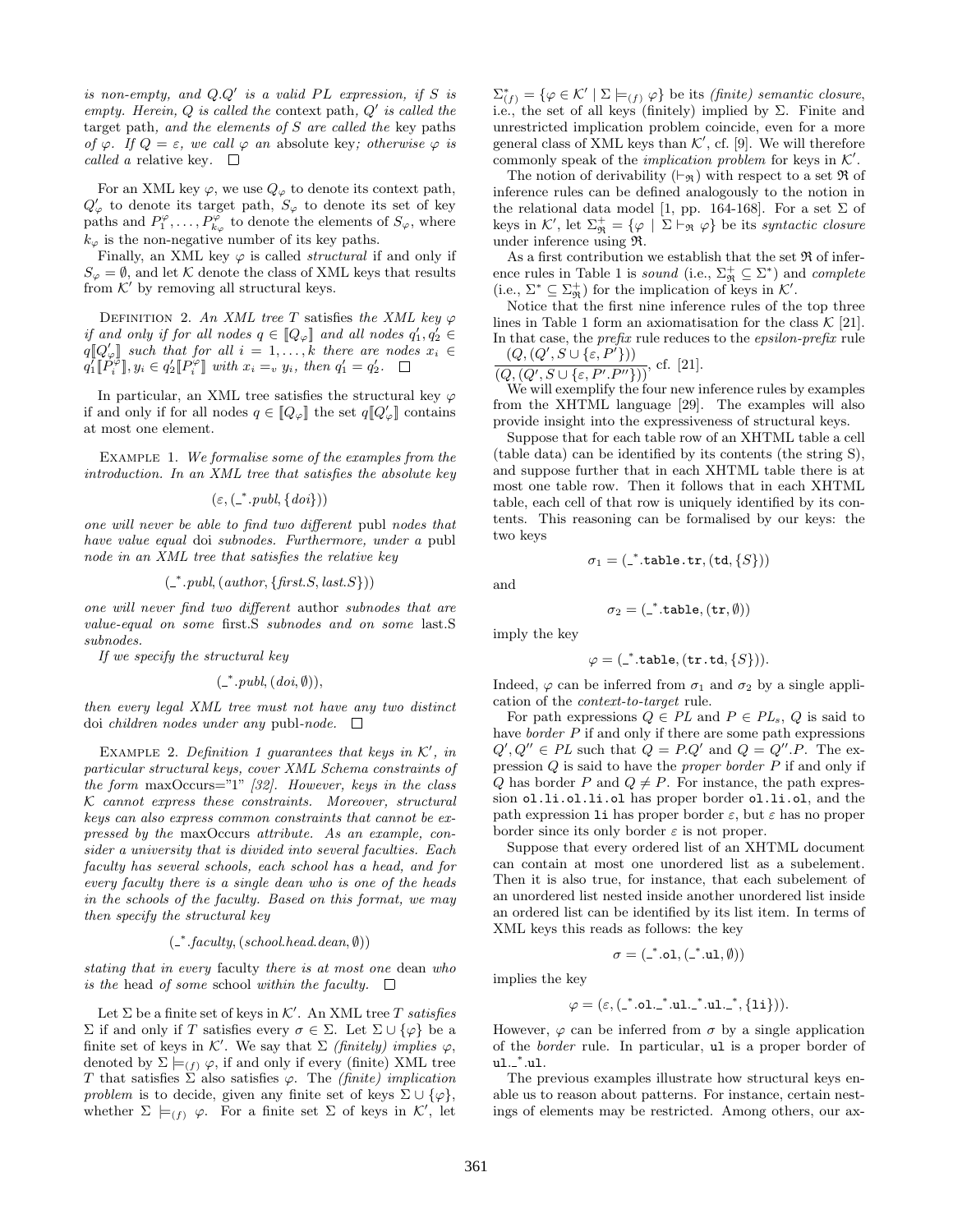*is non-empty, and $Q.Q'$ is a valid PL expression, if $S$ is empty. Herein, $Q$ is called the* context path, *$Q'$ is called the* target path, *and the elements of $S$ are called the* key paths *of $\varphi$. If $Q = \varepsilon$, we call $\varphi$ an* absolute key*; otherwise $\varphi$ is called a* relative key. $\square$

For an XML key $\varphi$, we use $Q_\varphi$ to denote its context path, $Q'_\varphi$ to denote its target path, $S_\varphi$ to denote its set of key paths and $P_1^\varphi, \ldots, P_{k_\varphi}^\varphi$ to denote the elements of $S_\varphi$, where $k_\varphi$ is the non-negative number of its key paths.

Finally, an XML key $\varphi$ is called *structural* if and only if $S_\varphi = \emptyset$, and let $\mathcal{K}$ denote the class of XML keys that results from $\mathcal{K}'$ by removing all structural keys.

Definition 2. *An XML tree $T$* satisfies *the XML key $\varphi$ if and only if for all nodes $q \in [\![Q_\varphi]\!]$ and all nodes $q'_1, q'_2 \in q[\![Q'_\varphi]\!]$ such that for all $i = 1, \ldots, k$ there are nodes $x_i \in q'_1[\![P_i^\varphi]\!], y_i \in q'_2[\![P_i^\varphi]\!]$ with $x_i =_v y_i$, then $q'_1 = q'_2$.* $\square$

In particular, an XML tree satisfies the structural key $\varphi$ if and only if for all nodes $q \in [\![Q_\varphi]\!]$ the set $q[\![Q'_\varphi]\!]$ contains at most one element.

Example 1. *We formalise some of the examples from the introduction. In an XML tree that satisfies the absolute key*

$$(\varepsilon, (\_^*.publ, \{doi\}))$$

*one will never be able to find two different* publ *nodes that have value equal* doi *subnodes. Furthermore, under a* publ *node in an XML tree that satisfies the relative key*

$$(\_^*.publ, (author, \{first.S, last.S\}))$$

*one will never find two different* author *subnodes that are value-equal on some* first.S *subnodes and on some* last.S *subnodes.*

*If we specify the structural key*

$$(\_^*.publ, (doi, \emptyset)),$$

*then every legal XML tree must not have any two distinct* doi *children nodes under any* publ*-node.* $\square$

Example 2. *Definition 1 guarantees that keys in $\mathcal{K}'$, in particular structural keys, cover XML Schema constraints of the form* maxOccurs="1" *[32]. However, keys in the class $\mathcal{K}$ cannot express these constraints. Moreover, structural keys can also express common constraints that cannot be expressed by the* maxOccurs *attribute. As an example, consider a university that is divided into several faculties. Each faculty has several schools, each school has a head, and for every faculty there is a single dean who is one of the heads in the schools of the faculty. Based on this format, we may then specify the structural key*

$$(\_^*.faculty, (school.head.dean, \emptyset))$$

*stating that in every* faculty *there is at most one* dean *who is the* head *of some* school *within the faculty.* $\square$

Let $\Sigma$ be a finite set of keys in $\mathcal{K}'$. An XML tree $T$ *satisfies* $\Sigma$ if and only if $T$ satisfies every $\sigma \in \Sigma$. Let $\Sigma \cup \{\varphi\}$ be a finite set of keys in $\mathcal{K}'$. We say that $\Sigma$ *(finitely) implies* $\varphi$, denoted by $\Sigma \models_{(f)} \varphi$, if and only if every (finite) XML tree $T$ that satisfies $\Sigma$ also satisfies $\varphi$. The *(finite) implication problem* is to decide, given any finite set of keys $\Sigma \cup \{\varphi\}$, whether $\Sigma \models_{(f)} \varphi$. For a finite set $\Sigma$ of keys in $\mathcal{K}'$, let $\Sigma^*_{(f)} = \{\varphi \in \mathcal{K}' \mid \Sigma \models_{(f)} \varphi\}$ be its *(finite) semantic closure*, i.e., the set of all keys (finitely) implied by $\Sigma$. Finite and unrestricted implication problem coincide, even for a more general class of XML keys than $\mathcal{K}'$, cf. [9]. We will therefore commonly speak of the *implication problem* for keys in $\mathcal{K}'$.

The notion of derivability ($\vdash_{\mathfrak{R}}$) with respect to a set $\mathfrak{R}$ of inference rules can be defined analogously to the notion in the relational data model [1, pp. 164-168]. For a set $\Sigma$ of keys in $\mathcal{K}'$, let $\Sigma^+_{\mathfrak{R}} = \{\varphi \mid \Sigma \vdash_{\mathfrak{R}} \varphi\}$ be its *syntactic closure* under inference using $\mathfrak{R}$.

As a first contribution we establish that the set $\mathfrak{R}$ of inference rules in Table 1 is *sound* (i.e., $\Sigma^+_{\mathfrak{R}} \subseteq \Sigma^*$) and *complete* (i.e., $\Sigma^* \subseteq \Sigma^+_{\mathfrak{R}}$) for the implication of keys in $\mathcal{K}'$.

Notice that the first nine inference rules of the top three lines in Table 1 form an axiomatisation for the class $\mathcal{K}$ [21]. In that case, the *prefix* rule reduces to the *epsilon-prefix* rule $\dfrac{(Q, (Q', S \cup \{\varepsilon, P'\}))}{(Q, (Q', S \cup \{\varepsilon, P'.P''\}))}$, cf. [21].

We will exemplify the four new inference rules by examples from the XHTML language [29]. The examples will also provide insight into the expressiveness of structural keys.

Suppose that for each table row of an XHTML table a cell (table data) can be identified by its contents (the string S), and suppose further that in each XHTML table there is at most one table row. Then it follows that in each XHTML table, each cell of that row is uniquely identified by its contents. This reasoning can be formalised by our keys: the two keys

$$\sigma_1 = (\_^*.\texttt{table.tr}, (\texttt{td}, \{S\}))$$

and

$$\sigma_2 = (\_^*.\texttt{table}, (\texttt{tr}, \emptyset))$$

imply the key

$$\varphi = (\_^*.\texttt{table}, (\texttt{tr.td}, \{S\})).$$

Indeed, $\varphi$ can be inferred from $\sigma_1$ and $\sigma_2$ by a single application of the *context-to-target* rule.

For path expressions $Q \in PL$ and $P \in PL_s$, $Q$ is said to have *border* $P$ if and only if there are some path expressions $Q', Q'' \in PL$ such that $Q = P.Q'$ and $Q = Q''.P$. The expression $Q$ is said to have the *proper border* $P$ if and only if $Q$ has border $P$ and $Q \neq P$. For instance, the path expression `ol.li.ol.li.ol` has proper border `ol.li.ol`, and the path expression `li` has proper border $\varepsilon$, but $\varepsilon$ has no proper border since its only border $\varepsilon$ is not proper.

Suppose that every ordered list of an XHTML document can contain at most one unordered list as a subelement. Then it is also true, for instance, that each subelement of an unordered list nested inside another unordered list inside an ordered list can be identified by its list item. In terms of XML keys this reads as follows: the key

$$\sigma = (\_^*.\texttt{ol}, (\_^*.\texttt{ul}, \emptyset))$$

implies the key

$$\varphi = (\varepsilon, (\_^*.\texttt{ol}.\_^*.\texttt{ul}.\_^*.\texttt{ul}.\_^*, \{\texttt{li}\})).$$

However, $\varphi$ can be inferred from $\sigma$ by a single application of the *border* rule. In particular, `ul` is a proper border of $\texttt{ul}.\_^*.\texttt{ul}$.

The previous examples illustrate how structural keys enable us to reason about patterns. For instance, certain nestings of elements may be restricted. Among others, our ax-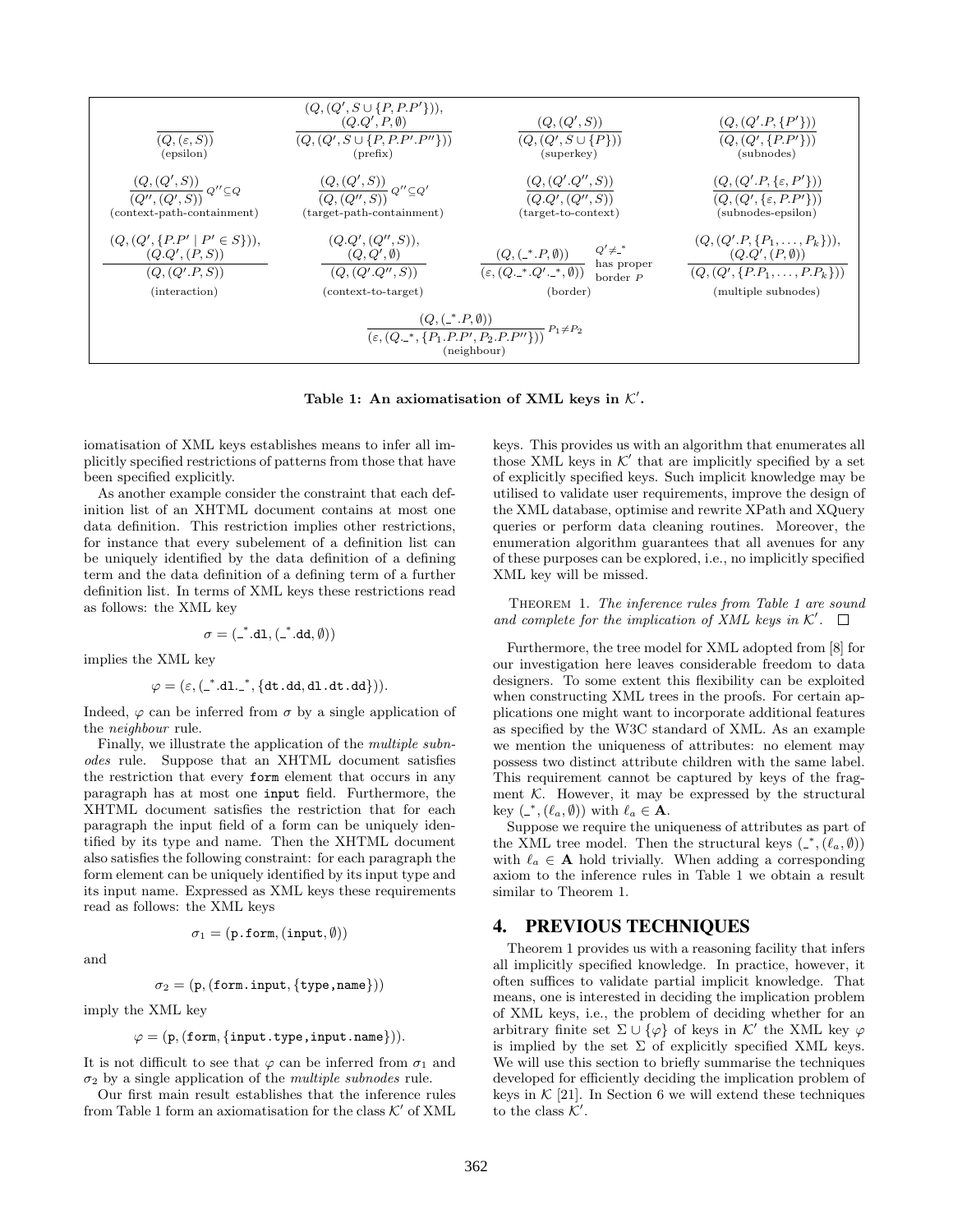| | | | |
|---|---|---|---|
| $\dfrac{}{(Q,(\varepsilon,S))}$ (epsilon) | $\dfrac{(Q,(Q',S\cup\{P,P.P'\})),\ (Q.Q',P,\emptyset)}{(Q,(Q',S\cup\{P,P.P'.P''\}))}$ (prefix) | $\dfrac{(Q,(Q',S))}{(Q,(Q',S\cup\{P\}))}$ (superkey) | $\dfrac{(Q,(Q'.P,\{P'\}))}{(Q,(Q',\{P.P'\}))}$ (subnodes) |
| $\dfrac{(Q,(Q',S))}{(Q'',(Q',S))}\ Q''\subseteq Q$ (context-path-containment) | $\dfrac{(Q,(Q',S))}{(Q,(Q'',S))}\ Q''\subseteq Q'$ (target-path-containment) | $\dfrac{(Q,(Q'.Q'',S))}{(Q.Q',(Q'',S))}$ (target-to-context) | $\dfrac{(Q,(Q'.P,\{\varepsilon,P'\}))}{(Q,(Q',\{\varepsilon,P.P'\}))}$ (subnodes-epsilon) |
| $\dfrac{(Q,(Q',\{P.P'\mid P'\in S\})),\ (Q.Q',(P,S))}{(Q,(Q'.P,S))}$ (interaction) | $\dfrac{(Q.Q',(Q'',S)),\ (Q,Q',\emptyset)}{(Q,(Q'.Q'',S))}$ (context-to-target) | $\dfrac{(Q,(\_^*.P,\emptyset))}{(\varepsilon,(Q.\_^*.Q'.\_^*,\emptyset))}$ $Q'\neq\_^*$ has proper border $P$ (border) | $\dfrac{(Q,(Q'.P,\{P_1,\ldots,P_k\})),\ (Q.Q',(P,\emptyset))}{(Q,(Q',\{P.P_1,\ldots,P.P_k\}))}$ (multiple subnodes) |
| $\dfrac{(Q,(\_^*.P,\emptyset))}{(\varepsilon,(Q.\_^*,\{P_1.P.P',P_2.P.P''\}))}\ P_1\neq P_2$ (neighbour) | | | |

**Table 1: An axiomatisation of XML keys in $\mathcal{K}'$.**

iomatisation of XML keys establishes means to infer all implicitly specified restrictions of patterns from those that have been specified explicitly.

As another example consider the constraint that each definition list of an XHTML document contains at most one data definition. This restriction implies other restrictions, for instance that every subelement of a definition list can be uniquely identified by the data definition of a defining term and the data definition of a defining term of a further definition list. In terms of XML keys these restrictions read as follows: the XML key

$$\sigma = (\_^*.\texttt{dl}, (\_^*.\texttt{dd}, \emptyset))$$

implies the XML key

$$\varphi = (\varepsilon, (\_^*.\texttt{dl}.\_^*, \{\texttt{dt.dd}, \texttt{dl.dt.dd}\})).$$

Indeed, $\varphi$ can be inferred from $\sigma$ by a single application of the *neighbour* rule.

Finally, we illustrate the application of the *multiple subnodes* rule. Suppose that an XHTML document satisfies the restriction that every form element that occurs in any paragraph has at most one input field. Furthermore, the XHTML document satisfies the restriction that for each paragraph the input field of a form can be uniquely identified by its type and name. Then the XHTML document also satisfies the following constraint: for each paragraph the form element can be uniquely identified by its input type and its input name. Expressed as XML keys these requirements read as follows: the XML keys

$$\sigma_1 = (\texttt{p.form}, (\texttt{input}, \emptyset))$$

and

$$\sigma_2 = (\texttt{p}, (\texttt{form.input}, \{\texttt{type,name}\}))$$

imply the XML key

$$\varphi = (\texttt{p}, (\texttt{form}, \{\texttt{input.type,input.name}\})).$$

It is not difficult to see that $\varphi$ can be inferred from $\sigma_1$ and $\sigma_2$ by a single application of the *multiple subnodes* rule.

Our first main result establishes that the inference rules from Table 1 form an axiomatisation for the class $\mathcal{K}'$ of XML keys. This provides us with an algorithm that enumerates all those XML keys in $\mathcal{K}'$ that are implicitly specified by a set of explicitly specified keys. Such implicit knowledge may be utilised to validate user requirements, improve the design of the XML database, optimise and rewrite XPath and XQuery queries or perform data cleaning routines. Moreover, the enumeration algorithm guarantees that all avenues for any of these purposes can be explored, i.e., no implicitly specified XML key will be missed.

THEOREM 1. *The inference rules from Table 1 are sound and complete for the implication of XML keys in $\mathcal{K}'$.* □

Furthermore, the tree model for XML adopted from [8] for our investigation here leaves considerable freedom to data designers. To some extent this flexibility can be exploited when constructing XML trees in the proofs. For certain applications one might want to incorporate additional features as specified by the W3C standard of XML. As an example we mention the uniqueness of attributes: no element may possess two distinct attribute children with the same label. This requirement cannot be captured by keys of the fragment $\mathcal{K}$. However, it may be expressed by the structural key $(\_^*, (\ell_a, \emptyset))$ with $\ell_a \in \mathbf{A}$.

Suppose we require the uniqueness of attributes as part of the XML tree model. Then the structural keys $(\_^*, (\ell_a, \emptyset))$ with $\ell_a \in \mathbf{A}$ hold trivially. When adding a corresponding axiom to the inference rules in Table 1 we obtain a result similar to Theorem 1.

## 4. PREVIOUS TECHNIQUES

Theorem 1 provides us with a reasoning facility that infers all implicitly specified knowledge. In practice, however, it often suffices to validate partial implicit knowledge. That means, one is interested in deciding the implication problem of XML keys, i.e., the problem of deciding whether for an arbitrary finite set $\Sigma \cup \{\varphi\}$ of keys in $\mathcal{K}'$ the XML key $\varphi$ is implied by the set $\Sigma$ of explicitly specified XML keys. We will use this section to briefly summarise the techniques developed for efficiently deciding the implication problem of keys in $\mathcal{K}$ [21]. In Section 6 we will extend these techniques to the class $\mathcal{K}'$.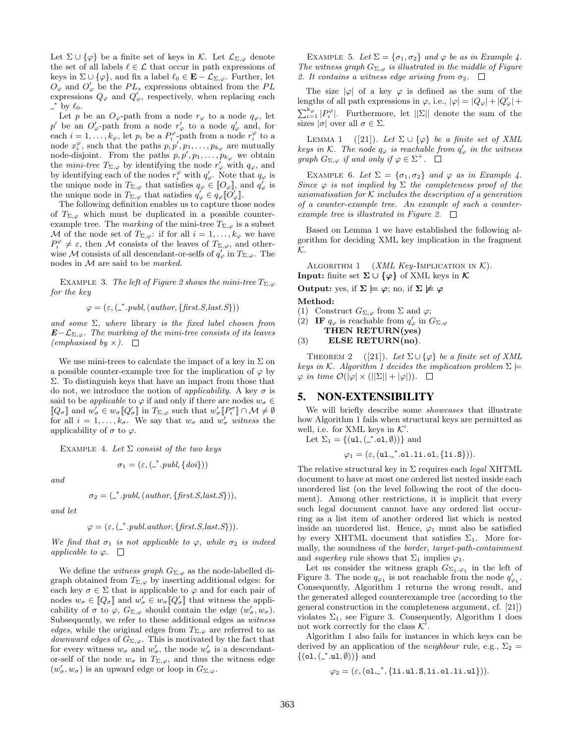Let $\Sigma \cup \{\varphi\}$ be a finite set of keys in $\mathcal{K}$. Let $\mathcal{L}_{\Sigma,\varphi}$ denote the set of all labels $\ell \in \mathcal{L}$ that occur in path expressions of keys in $\Sigma \cup \{\varphi\}$, and fix a label $\ell_0 \in \mathbf{E} - \mathcal{L}_{\Sigma,\varphi}$. Further, let $O_\varphi$ and $O'_\varphi$ be the $PL_s$ expressions obtained from the $PL$ expressions $Q_\varphi$ and $Q'_\varphi$, respectively, when replacing each $\_^*$ by $\ell_0$.

Let $p$ be an $O_\varphi$-path from a node $r_\varphi$ to a node $q_\varphi$, let $p'$ be an $O'_\varphi$-path from a node $r'_\varphi$ to a node $q'_\varphi$ and, for each $i = 1, \ldots, k_\varphi$, let $p_i$ be a $P_i^\varphi$-path from a node $r_i^\varphi$ to a node $x_i^\varphi$, such that the paths $p, p', p_1, \ldots, p_{k_\varphi}$ are mutually node-disjoint. From the paths $p, p', p_1, \ldots, p_{k_\varphi}$ we obtain the *mini-tree* $T_{\Sigma,\varphi}$ by identifying the node $r'_\varphi$ with $q_\varphi$, and by identifying each of the nodes $r_i^\varphi$ with $q'_\varphi$. Note that $q_\varphi$ is the unique node in $T_{\Sigma,\varphi}$ that satisfies $q_\varphi \in [\![O_\varphi]\!]$, and $q'_\varphi$ is the unique node in $T_{\Sigma,\varphi}$ that satisfies $q'_\varphi \in q_\varphi[\![O'_\varphi]\!]$.

The following definition enables us to capture those nodes of $T_{\Sigma,\varphi}$ which must be duplicated in a possible counter-example tree. The *marking* of the mini-tree $T_{\Sigma,\varphi}$ is a subset $\mathcal{M}$ of the node set of $T_{\Sigma,\varphi}$: if for all $i = 1, \ldots, k_\varphi$ we have $P_i^\varphi \neq \varepsilon$, then $\mathcal{M}$ consists of the leaves of $T_{\Sigma,\varphi}$, and otherwise $\mathcal{M}$ consists of all descendant-or-selfs of $q'_\varphi$ in $T_{\Sigma,\varphi}$. The nodes in $\mathcal{M}$ are said to be *marked*.

Example 3. *The left of Figure 2 shows the mini-tree $T_{\Sigma,\varphi}$ for the key*

$$\varphi = (\varepsilon, (\_^*.publ, (author, \{first.S, last.S\}))$$

*and some $\Sigma$, where* library *is the fixed label chosen from $\mathbf{E} - \mathcal{L}_{\Sigma,\varphi}$. The marking of the mini-tree consists of its leaves (emphasised by $\times$).* □

We use mini-trees to calculate the impact of a key in $\Sigma$ on a possible counter-example tree for the implication of $\varphi$ by $\Sigma$. To distinguish keys that have an impact from those that do not, we introduce the notion of *applicability*. A key $\sigma$ is said to be *applicable* to $\varphi$ if and only if there are nodes $w_\sigma \in [\![Q_\sigma]\!]$ and $w'_\sigma \in w_\sigma[\![Q'_\sigma]\!]$ in $T_{\Sigma,\varphi}$ such that $w'_\sigma[\![P_i^\sigma]\!] \cap \mathcal{M} \neq \emptyset$ for all $i = 1, \ldots, k_\sigma$. We say that $w_\sigma$ and $w'_\sigma$ *witness* the applicability of $\sigma$ to $\varphi$.

Example 4. *Let $\Sigma$ consist of the two keys*

$$\sigma_1 = (\varepsilon, (\_^*.publ, \{doi\}))$$

*and*

$$\sigma_2 = (\_^*.publ, (author, \{first.S, last.S\})),$$

*and let*

$$\varphi = (\varepsilon, (\_^*.publ.author, \{first.S, last.S\})).$$

*We find that $\sigma_1$ is not applicable to $\varphi$, while $\sigma_2$ is indeed applicable to $\varphi$.* □

We define the *witness graph* $G_{\Sigma,\varphi}$ as the node-labelled digraph obtained from $T_{\Sigma,\varphi}$ by inserting additional edges: for each key $\sigma \in \Sigma$ that is applicable to $\varphi$ and for each pair of nodes $w_\sigma \in [\![Q_\sigma]\!]$ and $w'_\sigma \in w_\sigma[\![Q'_\sigma]\!]$ that witness the applicability of $\sigma$ to $\varphi$, $G_{\Sigma,\varphi}$ should contain the edge $(w'_\sigma, w_\sigma)$. Subsequently, we refer to these additional edges as *witness edges*, while the original edges from $T_{\Sigma,\varphi}$ are referred to as *downward edges* of $G_{\Sigma,\varphi}$. This is motivated by the fact that for every witness $w_\sigma$ and $w'_\sigma$, the node $w'_\sigma$ is a descendant-or-self of the node $w_\sigma$ in $T_{\Sigma,\varphi}$, and thus the witness edge $(w'_\sigma, w_\sigma)$ is an upward edge or loop in $G_{\Sigma,\varphi}$.

Example 5. *Let $\Sigma = \{\sigma_1, \sigma_2\}$ and $\varphi$ be as in Example 4. The witness graph $G_{\Sigma,\varphi}$ is illustrated in the middle of Figure 2. It contains a witness edge arising from $\sigma_2$.* □

The size $|\varphi|$ of a key $\varphi$ is defined as the sum of the lengths of all path expressions in $\varphi$, i.e., $|\varphi| = |Q_\varphi| + |Q'_\varphi| + \sum_{i=1}^{k_\varphi} |P_i^\varphi|$. Furthermore, let $||\Sigma||$ denote the sum of the sizes $|\sigma|$ over all $\sigma \in \Sigma$.

Lemma 1 ([21]). *Let $\Sigma \cup \{\varphi\}$ be a finite set of XML keys in $\mathcal{K}$. The node $q_\varphi$ is reachable from $q'_\varphi$ in the witness graph $G_{\Sigma,\varphi}$ if and only if $\varphi \in \Sigma^+$.* □

Example 6. *Let $\Sigma = \{\sigma_1, \sigma_2\}$ and $\varphi$ as in Example 4. Since $\varphi$ is not implied by $\Sigma$ the completeness proof of the axiomatisation for $\mathcal{K}$ includes the description of a generation of a counter-example tree. An example of such a counter-example tree is illustrated in Figure 2.* □

Based on Lemma 1 we have established the following algorithm for deciding XML key implication in the fragment $\mathcal{K}$.

Algorithm 1 (*XML Key-Implication in $\mathcal{K}$*).
**Input:** finite set $\boldsymbol{\Sigma \cup \{\varphi\}}$ of XML keys in $\boldsymbol{\mathcal{K}}$
**Output:** yes, if $\boldsymbol{\Sigma \models \varphi}$; no, if $\boldsymbol{\Sigma \not\models \varphi}$
**Method:**
(1) Construct $G_{\Sigma,\varphi}$ from $\Sigma$ and $\varphi$;
(2) **IF** $q_\varphi$ is reachable from $q'_\varphi$ in $G_{\Sigma,\varphi}$
**THEN RETURN(yes)**
(3) **ELSE RETURN(no)**.

Theorem 2 ([21]). *Let $\Sigma \cup \{\varphi\}$ be a finite set of XML keys in $\mathcal{K}$. Algorithm 1 decides the implication problem $\Sigma \models \varphi$ in time $\mathcal{O}(|\varphi| \times (||\Sigma|| + |\varphi|))$.* □

## 5. NON-EXTENSIBILITY

We will briefly describe some *showcases* that illustrate how Algorithm 1 fails when structural keys are permitted as well, i.e. for XML keys in $\mathcal{K}'$.

Let $\Sigma_1 = \{(\mathtt{ul}, (\_^*.\mathtt{ol}, \emptyset))\}$ and

$$\varphi_1 = (\varepsilon, (\mathtt{ul}.\_^*.\mathtt{ol}.\mathtt{li}.\mathtt{ol}, \{\mathtt{li}.\mathtt{S}\})).$$

The relative structural key in $\Sigma$ requires each *legal* XHTML document to have at most one ordered list nested inside each unordered list (on the level following the root of the document). Among other restrictions, it is implicit that every such legal document cannot have any ordered list occurring as a list item of another ordered list which is nested inside an unordered list. Hence, $\varphi_1$ must also be satisfied by every XHTML document that satisfies $\Sigma_1$. More formally, the soundness of the *border*, *target-path-containment* and *superkey* rule shows that $\Sigma_1$ implies $\varphi_1$.

Let us consider the witness graph $G_{\Sigma_1,\varphi_1}$ in the left of Figure 3. The node $q_{\varphi_1}$ is not reachable from the node $q'_{\varphi_1}$. Consequently, Algorithm 1 returns the wrong result, and the generated alleged counterexample tree (according to the general construction in the completeness argument, cf. [21]) violates $\Sigma_1$, see Figure 3. Consequently, Algorithm 1 does not work correctly for the class $\mathcal{K}'$.

Algorithm 1 also fails for instances in which keys can be derived by an application of the *neighbour* rule, e.g., $\Sigma_2 = \{(\mathtt{ol}, (\_^*.\mathtt{ul}, \emptyset))\}$ and

$$\varphi_2 = (\varepsilon, (\mathtt{ol}.\_^*, \{\mathtt{li}.\mathtt{ul}.\mathtt{S}, \mathtt{li}.\mathtt{ol}.\mathtt{li}.\mathtt{ul}\})).$$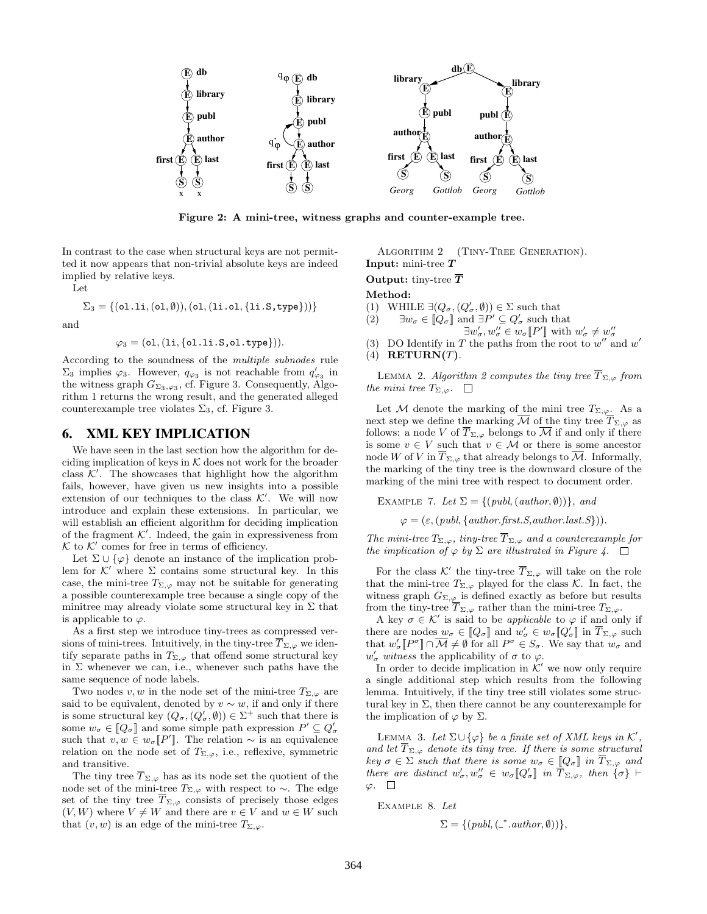Figure 2: A mini-tree, witness graphs and counter-example tree.

In contrast to the case when structural keys are not permitted it now appears that non-trivial absolute keys are indeed implied by relative keys.

Let

$$\Sigma_3 = \{(\texttt{ol.li}, (\texttt{ol}, \emptyset)), (\texttt{ol}, (\texttt{li.ol}, \{\texttt{li.S}, \texttt{type}\}))\}$$

and

$$\varphi_3 = (\texttt{ol}, (\texttt{li}, \{\texttt{ol.li.S}, \texttt{ol.type}\})).$$

According to the soundness of the *multiple subnodes* rule $\Sigma_3$ implies $\varphi_3$. However, $q_{\varphi_3}$ is not reachable from $q'_{\varphi_3}$ in the witness graph $G_{\Sigma_3,\varphi_3}$, cf. Figure 3. Consequently, Algorithm 1 returns the wrong result, and the generated alleged counterexample tree violates $\Sigma_3$, cf. Figure 3.

# 6. XML KEY IMPLICATION

We have seen in the last section how the algorithm for deciding implication of keys in $\mathcal{K}$ does not work for the broader class $\mathcal{K}'$. The showcases that highlight how the algorithm fails, however, have given us new insights into a possible extension of our techniques to the class $\mathcal{K}'$. We will now introduce and explain these extensions. In particular, we will establish an efficient algorithm for deciding implication of the fragment $\mathcal{K}'$. Indeed, the gain in expressiveness from $\mathcal{K}$ to $\mathcal{K}'$ comes for free in terms of efficiency.

Let $\Sigma \cup \{\varphi\}$ denote an instance of the implication problem for $\mathcal{K}'$ where $\Sigma$ contains some structural key. In this case, the mini-tree $T_{\Sigma,\varphi}$ may not be suitable for generating a possible counterexample tree because a single copy of the minitree may already violate some structural key in $\Sigma$ that is applicable to $\varphi$.

As a first step we introduce tiny-trees as compressed versions of mini-trees. Intuitively, in the tiny-tree $\overline{T}_{\Sigma,\varphi}$ we identify separate paths in $T_{\Sigma,\varphi}$ that offend some structural key in $\Sigma$ whenever we can, i.e., whenever such paths have the same sequence of node labels.

Two nodes $v, w$ in the node set of the mini-tree $T_{\Sigma,\varphi}$ are said to be equivalent, denoted by $v \sim w$, if and only if there is some structural key $(Q_\sigma, (Q'_\sigma, \emptyset)) \in \Sigma^+$ such that there is some $w_\sigma \in [\![Q_\sigma]\!]$ and some simple path expression $P' \subseteq Q'_\sigma$ such that $v, w \in w_\sigma[\![P']\!]$. The relation $\sim$ is an equivalence relation on the node set of $T_{\Sigma,\varphi}$, i.e., reflexive, symmetric and transitive.

The tiny tree $\overline{T}_{\Sigma,\varphi}$ has as its node set the quotient of the node set of the mini-tree $T_{\Sigma,\varphi}$ with respect to $\sim$. The edge set of the tiny tree $\overline{T}_{\Sigma,\varphi}$ consists of precisely those edges $(V, W)$ where $V \neq W$ and there are $v \in V$ and $w \in W$ such that $(v, w)$ is an edge of the mini-tree $T_{\Sigma,\varphi}$.

Algorithm 2 (Tiny-Tree Generation).
**Input:** mini-tree $\boldsymbol{T}$
**Output:** tiny-tree $\overline{\boldsymbol{T}}$
**Method:**
(1) WHILE $\exists (Q_\sigma, (Q'_\sigma, \emptyset)) \in \Sigma$ such that
(2) $\quad\exists w_\sigma \in [\![Q_\sigma]\!]$ and $\exists P' \subseteq Q'_\sigma$ such that $\exists w'_\sigma, w''_\sigma \in w_\sigma[\![P']\!]$ with $w'_\sigma \neq w''_\sigma$
(3) DO Identify in $T$ the paths from the root to $w''$ and $w'$
(4) **RETURN**$(T)$.

Lemma 2. *Algorithm 2 computes the tiny tree $\overline{T}_{\Sigma,\varphi}$ from the mini tree $T_{\Sigma,\varphi}$.* □

Let $\mathcal{M}$ denote the marking of the mini tree $T_{\Sigma,\varphi}$. As a next step we define the marking $\overline{\mathcal{M}}$ of the tiny tree $\overline{T}_{\Sigma,\varphi}$ as follows: a node $V$ of $\overline{T}_{\Sigma,\varphi}$ belongs to $\overline{\mathcal{M}}$ if and only if there is some $v \in V$ such that $v \in \mathcal{M}$ or there is some ancestor node $W$ of $V$ in $\overline{T}_{\Sigma,\varphi}$ that already belongs to $\overline{\mathcal{M}}$. Informally, the marking of the tiny tree is the downward closure of the marking of the mini tree with respect to document order.

Example 7. *Let $\Sigma = \{(publ, (author, \emptyset))\}$, and*

$$\varphi = (\varepsilon, (publ, \{author.first.S, author.last.S\})).$$

*The mini-tree $T_{\Sigma,\varphi}$, tiny-tree $\overline{T}_{\Sigma,\varphi}$ and a counterexample for the implication of $\varphi$ by $\Sigma$ are illustrated in Figure 4.* □

For the class $\mathcal{K}'$ the tiny-tree $\overline{T}_{\Sigma,\varphi}$ will take on the role that the mini-tree $T_{\Sigma,\varphi}$ played for the class $\mathcal{K}$. In fact, the witness graph $G_{\Sigma,\varphi}$ is defined exactly as before but results from the tiny-tree $\overline{T}_{\Sigma,\varphi}$ rather than the mini-tree $T_{\Sigma,\varphi}$.

A key $\sigma \in \mathcal{K}'$ is said to be *applicable* to $\varphi$ if and only if there are nodes $w_\sigma \in [\![Q_\sigma]\!]$ and $w'_\sigma \in w_\sigma[\![Q'_\sigma]\!]$ in $\overline{T}_{\Sigma,\varphi}$ such that $w'_\sigma[\![P^\sigma]\!] \cap \overline{\mathcal{M}} \neq \emptyset$ for all $P^\sigma \in S_\sigma$. We say that $w_\sigma$ and $w'_\sigma$ *witness* the applicability of $\sigma$ to $\varphi$.

In order to decide implication in $\mathcal{K}'$ we now only require a single additional step which results from the following lemma. Intuitively, if the tiny tree still violates some structural key in $\Sigma$, then there cannot be any counterexample for the implication of $\varphi$ by $\Sigma$.

Lemma 3. *Let $\Sigma \cup \{\varphi\}$ be a finite set of XML keys in $\mathcal{K}'$, and let $\overline{T}_{\Sigma,\varphi}$ denote its tiny tree. If there is some structural key $\sigma \in \Sigma$ such that there is some $w_\sigma \in [\![Q_\sigma]\!]$ in $\overline{T}_{\Sigma,\varphi}$ and there are distinct $w'_\sigma, w''_\sigma \in w_\sigma[\![Q'_\sigma]\!]$ in $\overline{T}_{\Sigma,\varphi}$, then $\{\sigma\} \vdash \varphi$.* □

Example 8. *Let*

$$\Sigma = \{(publ, (\_^*.author, \emptyset))\},$$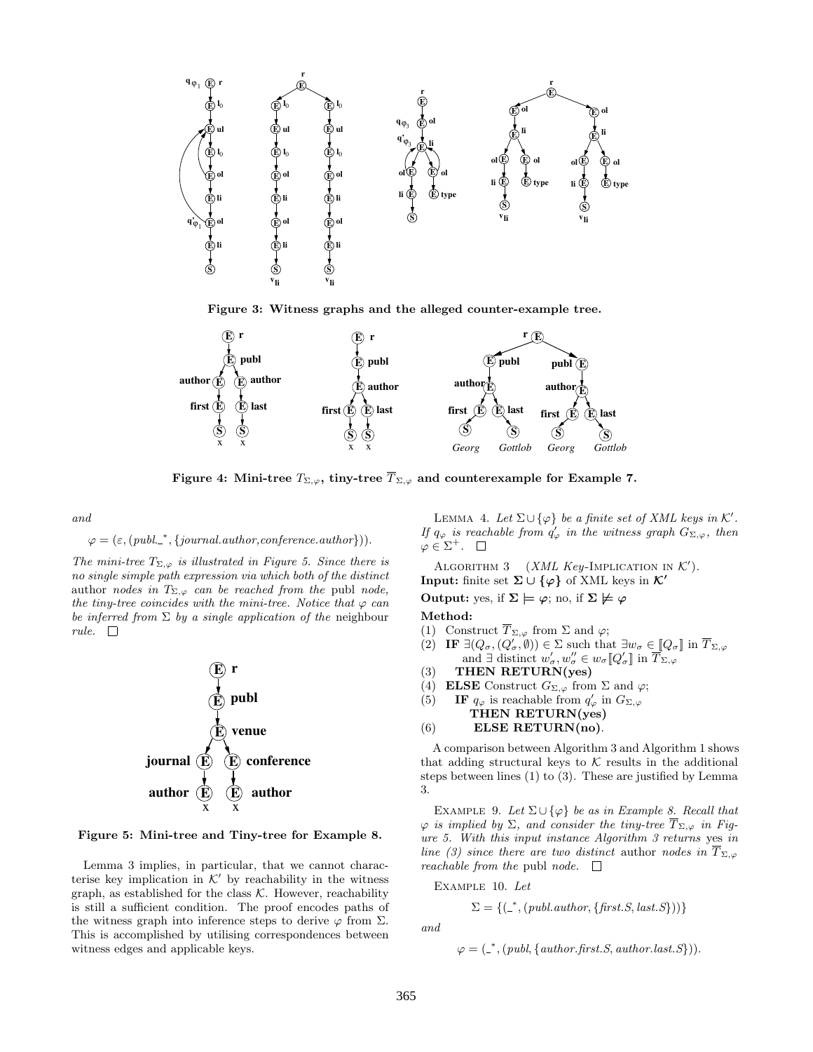Figure 3: Witness graphs and the alleged counter-example tree.

Figure 4: Mini-tree $T_{\Sigma,\varphi}$, tiny-tree $\overline{T}_{\Sigma,\varphi}$ and counterexample for Example 7.

*and*

$$\varphi = (\varepsilon, (publ.\_^*, \{journal.author, conference.author\})).$$

*The mini-tree $T_{\Sigma,\varphi}$ is illustrated in Figure 5. Since there is no single simple path expression via which both of the distinct* author *nodes in $T_{\Sigma,\varphi}$ can be reached from the* publ *node, the tiny-tree coincides with the mini-tree. Notice that $\varphi$ can be inferred from $\Sigma$ by a single application of the* neighbour *rule.* □

Figure 5: Mini-tree and Tiny-tree for Example 8.

Lemma 3 implies, in particular, that we cannot characterise key implication in $\mathcal{K}'$ by reachability in the witness graph, as established for the class $\mathcal{K}$. However, reachability is still a sufficient condition. The proof encodes paths of the witness graph into inference steps to derive $\varphi$ from $\Sigma$. This is accomplished by utilising correspondences between witness edges and applicable keys.

LEMMA 4. *Let $\Sigma \cup \{\varphi\}$ be a finite set of XML keys in $\mathcal{K}'$. If $q_\varphi$ is reachable from $q'_\varphi$ in the witness graph $G_{\Sigma,\varphi}$, then $\varphi \in \Sigma^+$.* □

ALGORITHM 3 (*XML Key*-IMPLICATION IN $\mathcal{K}'$).
**Input:** finite set $\boldsymbol{\Sigma \cup \{\varphi\}}$ of XML keys in $\boldsymbol{\mathcal{K}'}$
**Output:** yes, if $\boldsymbol{\Sigma \models \varphi}$; no, if $\boldsymbol{\Sigma \not\models \varphi}$
**Method:**
(1) Construct $\overline{T}_{\Sigma,\varphi}$ from $\Sigma$ and $\varphi$;
(2) **IF** $\exists(Q_\sigma, (Q'_\sigma, \emptyset)) \in \Sigma$ such that $\exists w_\sigma \in [\![Q_\sigma]\!]$ in $\overline{T}_{\Sigma,\varphi}$ and $\exists$ distinct $w'_\sigma, w''_\sigma \in w_\sigma[\![Q'_\sigma]\!]$ in $\overline{T}_{\Sigma,\varphi}$
(3) **THEN RETURN(yes)**
(4) **ELSE** Construct $G_{\Sigma,\varphi}$ from $\Sigma$ and $\varphi$;
(5) **IF** $q_\varphi$ is reachable from $q'_\varphi$ in $G_{\Sigma,\varphi}$ **THEN RETURN(yes)**
(6) **ELSE RETURN(no)**.

A comparison between Algorithm 3 and Algorithm 1 shows that adding structural keys to $\mathcal{K}$ results in the additional steps between lines (1) to (3). These are justified by Lemma 3.

EXAMPLE 9. *Let $\Sigma \cup \{\varphi\}$ be as in Example 8. Recall that $\varphi$ is implied by $\Sigma$, and consider the tiny-tree $\overline{T}_{\Sigma,\varphi}$ in Figure 5. With this input instance Algorithm 3 returns* yes *in line (3) since there are two distinct* author *nodes in $\overline{T}_{\Sigma,\varphi}$ reachable from the* publ *node.* □

EXAMPLE 10. *Let*

$$\Sigma = \{(\_^*, (publ.author, \{first.S, last.S\}))\}$$

*and*

$$\varphi = (\_^*, (publ, \{author.first.S, author.last.S\})).$$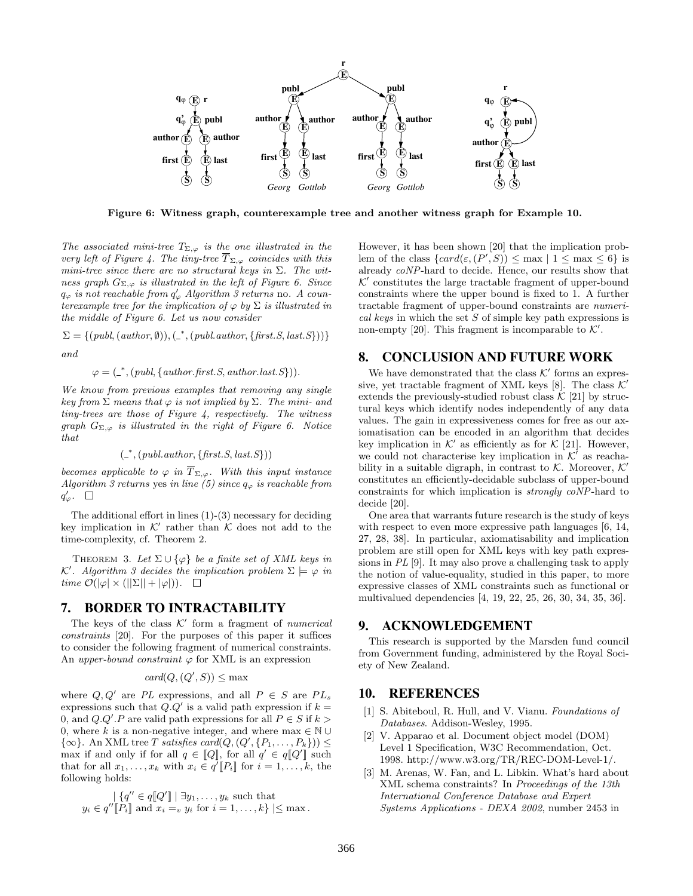Figure 6: Witness graph, counterexample tree and another witness graph for Example 10.

*The associated mini-tree $T_{\Sigma,\varphi}$ is the one illustrated in the very left of Figure 4. The tiny-tree $\overline{T}_{\Sigma,\varphi}$ coincides with this mini-tree since there are no structural keys in $\Sigma$. The witness graph $G_{\Sigma,\varphi}$ is illustrated in the left of Figure 6. Since $q_\varphi$ is not reachable from $q'_\varphi$ Algorithm 3 returns* no. *A counterexample tree for the implication of $\varphi$ by $\Sigma$ is illustrated in the middle of Figure 6. Let us now consider*

$$\Sigma = \{(publ, (author, \emptyset)), (\_^*, (publ.author, \{first.S, last.S\}))\}$$

*and*

$$\varphi = (\_^*, (publ, \{author.first.S, author.last.S\})).$$

*We know from previous examples that removing any single key from $\Sigma$ means that $\varphi$ is not implied by $\Sigma$. The mini- and tiny-trees are those of Figure 4, respectively. The witness graph $G_{\Sigma,\varphi}$ is illustrated in the right of Figure 6. Notice that*

$$(\_^*, (publ.author, \{first.S, last.S\}))$$

*becomes applicable to $\varphi$ in $\overline{T}_{\Sigma,\varphi}$. With this input instance Algorithm 3 returns* yes *in line (5) since $q_\varphi$ is reachable from $q'_\varphi$.* □

The additional effort in lines (1)-(3) necessary for deciding key implication in $\mathcal{K}'$ rather than $\mathcal{K}$ does not add to the time-complexity, cf. Theorem 2.

THEOREM 3. *Let $\Sigma \cup \{\varphi\}$ be a finite set of XML keys in $\mathcal{K}'$. Algorithm 3 decides the implication problem $\Sigma \models \varphi$ in time $\mathcal{O}(|\varphi| \times (||\Sigma|| + |\varphi|))$.* □

## 7. BORDER TO INTRACTABILITY

The keys of the class $\mathcal{K}'$ form a fragment of *numerical constraints* [20]. For the purposes of this paper it suffices to consider the following fragment of numerical constraints. An *upper-bound constraint* $\varphi$ for XML is an expression

$$card(Q, (Q', S)) \leq \max$$

where $Q, Q'$ are *PL* expressions, and all $P \in S$ are $PL_s$ expressions such that $Q.Q'$ is a valid path expression if $k = 0$, and $Q.Q'.P$ are valid path expressions for all $P \in S$ if $k > 0$, where $k$ is a non-negative integer, and where $\max \in \mathbb{N} \cup \{\infty\}$. An XML tree $T$ *satisfies* $card(Q, (Q', \{P_1, \ldots, P_k\})) \leq \max$ if and only if for all $q \in [\![Q]\!]$, for all $q' \in q[\![Q']\!]$ such that for all $x_1, \ldots, x_k$ with $x_i \in q'[\![P_i]\!]$ for $i = 1, \ldots, k$, the following holds:

$$| \{q'' \in q[\![Q']\!] \mid \exists y_1, \ldots, y_k \text{ such that } y_i \in q''[\![P_i]\!] \text{ and } x_i =_v y_i \text{ for } i = 1, \ldots, k\} | \leq \max.$$

However, it has been shown [20] that the implication problem of the class $\{card(\varepsilon, (P', S)) \leq \max \mid 1 \leq \max \leq 6\}$ is already *coNP*-hard to decide. Hence, our results show that $\mathcal{K}'$ constitutes the large tractable fragment of upper-bound constraints where the upper bound is fixed to 1. A further tractable fragment of upper-bound constraints are *numerical keys* in which the set $S$ of simple key path expressions is non-empty [20]. This fragment is incomparable to $\mathcal{K}'$.

## 8. CONCLUSION AND FUTURE WORK

We have demonstrated that the class $\mathcal{K}'$ forms an expressive, yet tractable fragment of XML keys [8]. The class $\mathcal{K}'$ extends the previously-studied robust class $\mathcal{K}$ [21] by structural keys which identify nodes independently of any data values. The gain in expressiveness comes for free as our axiomatisation can be encoded in an algorithm that decides key implication in $\mathcal{K}'$ as efficiently as for $\mathcal{K}$ [21]. However, we could not characterise key implication in $\mathcal{K}'$ as reachability in a suitable digraph, in contrast to $\mathcal{K}$. Moreover, $\mathcal{K}'$ constitutes an efficiently-decidable subclass of upper-bound constraints for which implication is *strongly coNP*-hard to decide [20].

One area that warrants future research is the study of keys with respect to even more expressive path languages [6, 14, 27, 28, 38]. In particular, axiomatisability and implication problem are still open for XML keys with key path expressions in *PL* [9]. It may also prove a challenging task to apply the notion of value-equality, studied in this paper, to more expressive classes of XML constraints such as functional or multivalued dependencies [4, 19, 22, 25, 26, 30, 34, 35, 36].

## 9. ACKNOWLEDGEMENT

This research is supported by the Marsden fund council from Government funding, administered by the Royal Society of New Zealand.

## 10. REFERENCES

[1] S. Abiteboul, R. Hull, and V. Vianu. *Foundations of Databases*. Addison-Wesley, 1995.

[2] V. Apparao et al. Document object model (DOM) Level 1 Specification, W3C Recommendation, Oct. 1998. http://www.w3.org/TR/REC-DOM-Level-1/.

[3] M. Arenas, W. Fan, and L. Libkin. What's hard about XML schema constraints? In *Proceedings of the 13th International Conference Database and Expert Systems Applications - DEXA 2002*, number 2453 in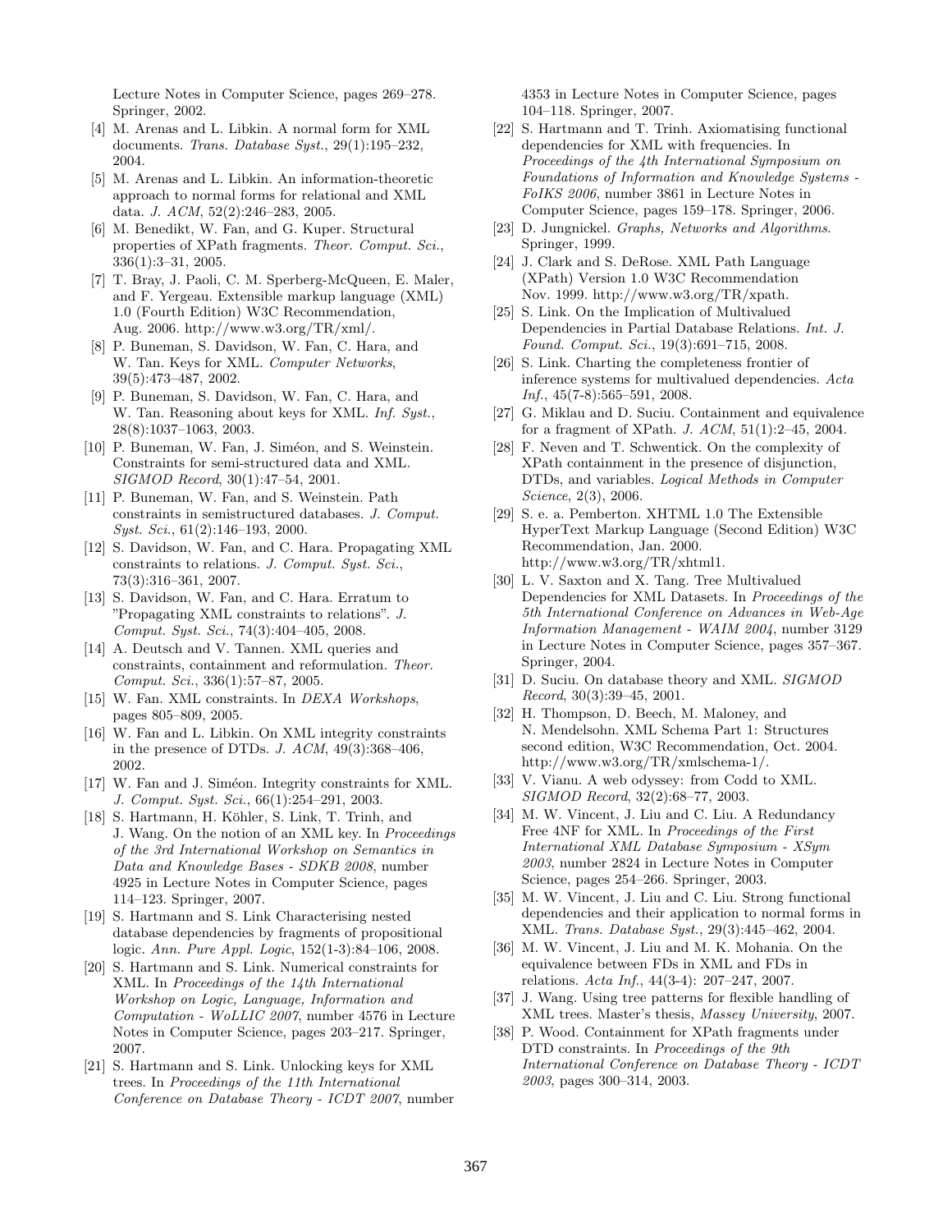Lecture Notes in Computer Science, pages 269–278. Springer, 2002.

[4] M. Arenas and L. Libkin. A normal form for XML documents. *Trans. Database Syst.*, 29(1):195–232, 2004.

[5] M. Arenas and L. Libkin. An information-theoretic approach to normal forms for relational and XML data. *J. ACM*, 52(2):246–283, 2005.

[6] M. Benedikt, W. Fan, and G. Kuper. Structural properties of XPath fragments. *Theor. Comput. Sci.*, 336(1):3–31, 2005.

[7] T. Bray, J. Paoli, C. M. Sperberg-McQueen, E. Maler, and F. Yergeau. Extensible markup language (XML) 1.0 (Fourth Edition) W3C Recommendation, Aug. 2006. http://www.w3.org/TR/xml/.

[8] P. Buneman, S. Davidson, W. Fan, C. Hara, and W. Tan. Keys for XML. *Computer Networks*, 39(5):473–487, 2002.

[9] P. Buneman, S. Davidson, W. Fan, C. Hara, and W. Tan. Reasoning about keys for XML. *Inf. Syst.*, 28(8):1037–1063, 2003.

[10] P. Buneman, W. Fan, J. Siméon, and S. Weinstein. Constraints for semi-structured data and XML. *SIGMOD Record*, 30(1):47–54, 2001.

[11] P. Buneman, W. Fan, and S. Weinstein. Path constraints in semistructured databases. *J. Comput. Syst. Sci.*, 61(2):146–193, 2000.

[12] S. Davidson, W. Fan, and C. Hara. Propagating XML constraints to relations. *J. Comput. Syst. Sci.*, 73(3):316–361, 2007.

[13] S. Davidson, W. Fan, and C. Hara. Erratum to "Propagating XML constraints to relations". *J. Comput. Syst. Sci.*, 74(3):404–405, 2008.

[14] A. Deutsch and V. Tannen. XML queries and constraints, containment and reformulation. *Theor. Comput. Sci.*, 336(1):57–87, 2005.

[15] W. Fan. XML constraints. In *DEXA Workshops*, pages 805–809, 2005.

[16] W. Fan and L. Libkin. On XML integrity constraints in the presence of DTDs. *J. ACM*, 49(3):368–406, 2002.

[17] W. Fan and J. Siméon. Integrity constraints for XML. *J. Comput. Syst. Sci.*, 66(1):254–291, 2003.

[18] S. Hartmann, H. Köhler, S. Link, T. Trinh, and J. Wang. On the notion of an XML key. In *Proceedings of the 3rd International Workshop on Semantics in Data and Knowledge Bases - SDKB 2008*, number 4925 in Lecture Notes in Computer Science, pages 114–123. Springer, 2007.

[19] S. Hartmann and S. Link Characterising nested database dependencies by fragments of propositional logic. *Ann. Pure Appl. Logic*, 152(1-3):84–106, 2008.

[20] S. Hartmann and S. Link. Numerical constraints for XML. In *Proceedings of the 14th International Workshop on Logic, Language, Information and Computation - WoLLIC 2007*, number 4576 in Lecture Notes in Computer Science, pages 203–217. Springer, 2007.

[21] S. Hartmann and S. Link. Unlocking keys for XML trees. In *Proceedings of the 11th International Conference on Database Theory - ICDT 2007*, number 4353 in Lecture Notes in Computer Science, pages 104–118. Springer, 2007.

[22] S. Hartmann and T. Trinh. Axiomatising functional dependencies for XML with frequencies. In *Proceedings of the 4th International Symposium on Foundations of Information and Knowledge Systems - FoIKS 2006*, number 3861 in Lecture Notes in Computer Science, pages 159–178. Springer, 2006.

[23] D. Jungnickel. *Graphs, Networks and Algorithms*. Springer, 1999.

[24] J. Clark and S. DeRose. XML Path Language (XPath) Version 1.0 W3C Recommendation Nov. 1999. http://www.w3.org/TR/xpath.

[25] S. Link. On the Implication of Multivalued Dependencies in Partial Database Relations. *Int. J. Found. Comput. Sci.*, 19(3):691–715, 2008.

[26] S. Link. Charting the completeness frontier of inference systems for multivalued dependencies. *Acta Inf.*, 45(7-8):565–591, 2008.

[27] G. Miklau and D. Suciu. Containment and equivalence for a fragment of XPath. *J. ACM*, 51(1):2–45, 2004.

[28] F. Neven and T. Schwentick. On the complexity of XPath containment in the presence of disjunction, DTDs, and variables. *Logical Methods in Computer Science*, 2(3), 2006.

[29] S. e. a. Pemberton. XHTML 1.0 The Extensible HyperText Markup Language (Second Edition) W3C Recommendation, Jan. 2000. http://www.w3.org/TR/xhtml1.

[30] L. V. Saxton and X. Tang. Tree Multivalued Dependencies for XML Datasets. In *Proceedings of the 5th International Conference on Advances in Web-Age Information Management - WAIM 2004*, number 3129 in Lecture Notes in Computer Science, pages 357–367. Springer, 2004.

[31] D. Suciu. On database theory and XML. *SIGMOD Record*, 30(3):39–45, 2001.

[32] H. Thompson, D. Beech, M. Maloney, and N. Mendelsohn. XML Schema Part 1: Structures second edition, W3C Recommendation, Oct. 2004. http://www.w3.org/TR/xmlschema-1/.

[33] V. Vianu. A web odyssey: from Codd to XML. *SIGMOD Record*, 32(2):68–77, 2003.

[34] M. W. Vincent, J. Liu and C. Liu. A Redundancy Free 4NF for XML. In *Proceedings of the First International XML Database Symposium - XSym 2003*, number 2824 in Lecture Notes in Computer Science, pages 254–266. Springer, 2003.

[35] M. W. Vincent, J. Liu and C. Liu. Strong functional dependencies and their application to normal forms in XML. *Trans. Database Syst.*, 29(3):445–462, 2004.

[36] M. W. Vincent, J. Liu and M. K. Mohania. On the equivalence between FDs in XML and FDs in relations. *Acta Inf.*, 44(3-4): 207–247, 2007.

[37] J. Wang. Using tree patterns for flexible handling of XML trees. Master's thesis, *Massey University*, 2007.

[38] P. Wood. Containment for XPath fragments under DTD constraints. In *Proceedings of the 9th International Conference on Database Theory - ICDT 2003*, pages 300–314, 2003.